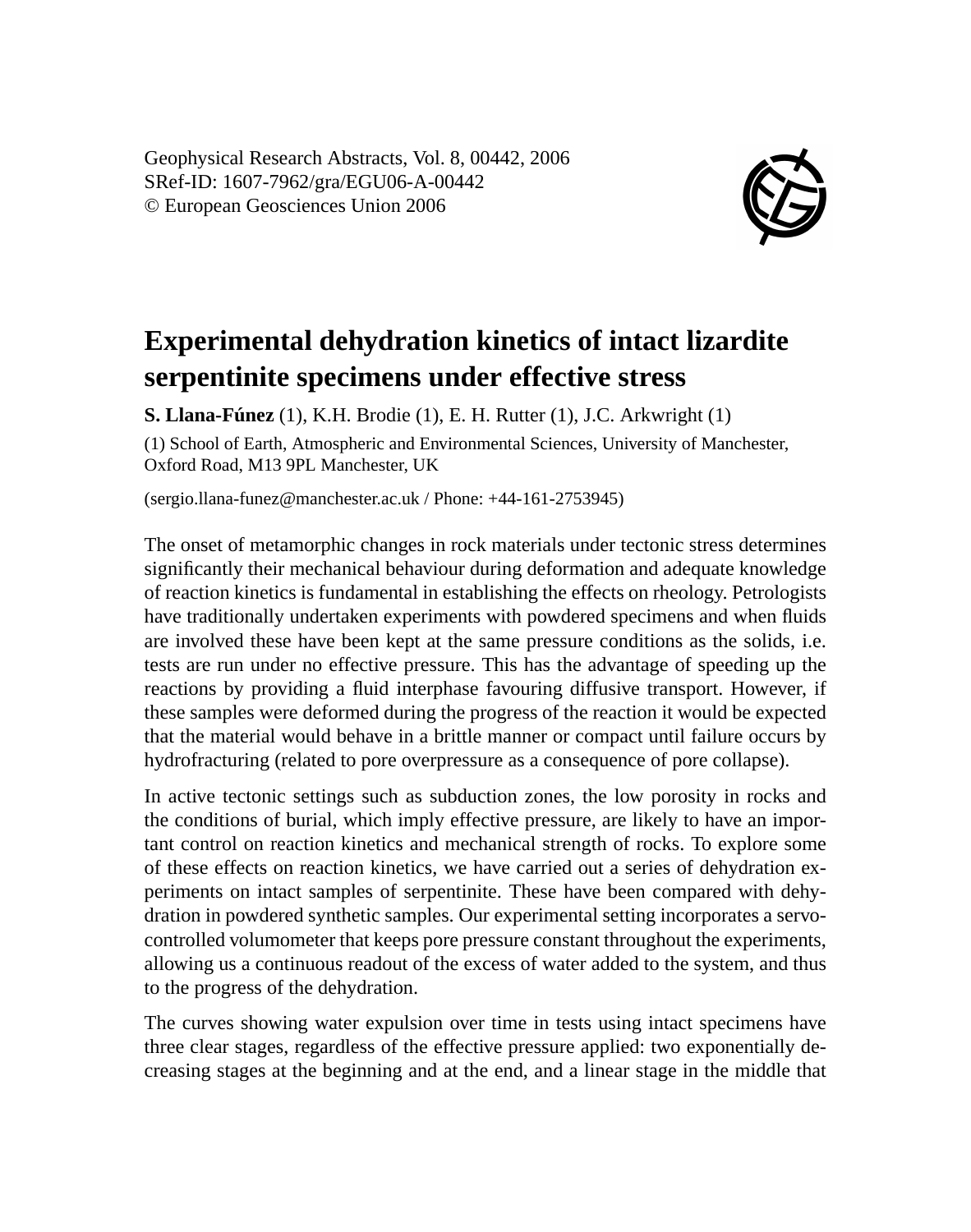Geophysical Research Abstracts, Vol. 8, 00442, 2006
SRef-ID: 1607-7962/gra/EGU06-A-00442
© European Geosciences Union 2006

# Experimental dehydration kinetics of intact lizardite serpentinite specimens under effective stress

**S. Llana-Fúnez** (1), K.H. Brodie (1), E. H. Rutter (1), J.C. Arkwright (1)

(1) School of Earth, Atmospheric and Environmental Sciences, University of Manchester, Oxford Road, M13 9PL Manchester, UK

(sergio.llana-funez@manchester.ac.uk / Phone: +44-161-2753945)

The onset of metamorphic changes in rock materials under tectonic stress determines significantly their mechanical behaviour during deformation and adequate knowledge of reaction kinetics is fundamental in establishing the effects on rheology. Petrologists have traditionally undertaken experiments with powdered specimens and when fluids are involved these have been kept at the same pressure conditions as the solids, i.e. tests are run under no effective pressure. This has the advantage of speeding up the reactions by providing a fluid interphase favouring diffusive transport. However, if these samples were deformed during the progress of the reaction it would be expected that the material would behave in a brittle manner or compact until failure occurs by hydrofracturing (related to pore overpressure as a consequence of pore collapse).

In active tectonic settings such as subduction zones, the low porosity in rocks and the conditions of burial, which imply effective pressure, are likely to have an important control on reaction kinetics and mechanical strength of rocks. To explore some of these effects on reaction kinetics, we have carried out a series of dehydration experiments on intact samples of serpentinite. These have been compared with dehydration in powdered synthetic samples. Our experimental setting incorporates a servo-controlled volumometer that keeps pore pressure constant throughout the experiments, allowing us a continuous readout of the excess of water added to the system, and thus to the progress of the dehydration.

The curves showing water expulsion over time in tests using intact specimens have three clear stages, regardless of the effective pressure applied: two exponentially decreasing stages at the beginning and at the end, and a linear stage in the middle that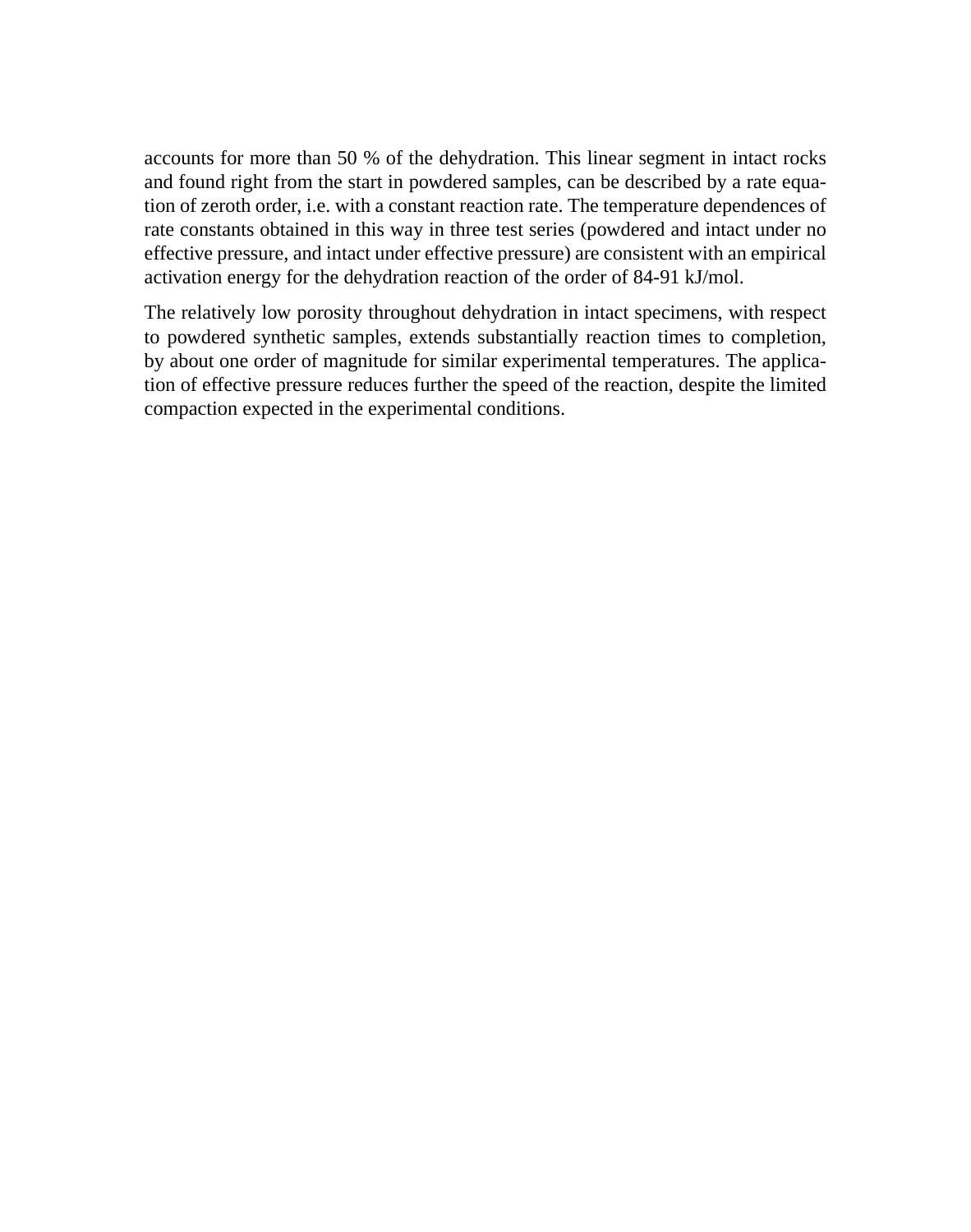accounts for more than 50 % of the dehydration. This linear segment in intact rocks and found right from the start in powdered samples, can be described by a rate equation of zeroth order, i.e. with a constant reaction rate. The temperature dependences of rate constants obtained in this way in three test series (powdered and intact under no effective pressure, and intact under effective pressure) are consistent with an empirical activation energy for the dehydration reaction of the order of 84-91 kJ/mol.

The relatively low porosity throughout dehydration in intact specimens, with respect to powdered synthetic samples, extends substantially reaction times to completion, by about one order of magnitude for similar experimental temperatures. The application of effective pressure reduces further the speed of the reaction, despite the limited compaction expected in the experimental conditions.